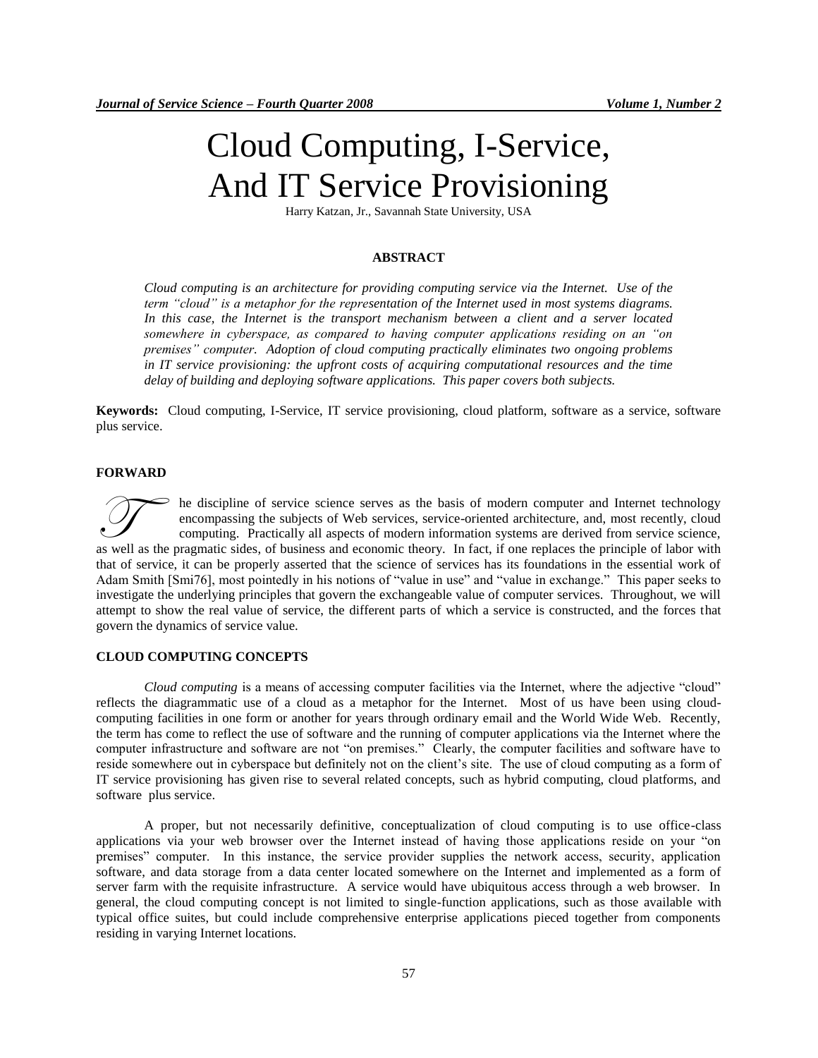# Cloud Computing, I-Service, And IT Service Provisioning

Harry Katzan, Jr., Savannah State University, USA

## ABSTRACT

*Cloud computing is an architecture for providing computing service via the Internet. Use of the term "cloud" is a metaphor for the representation of the Internet used in most systems diagrams. In this case, the Internet is the transport mechanism between a client and a server located somewhere in cyberspace, as compared to having computer applications residing on an "on premises" computer. Adoption of cloud computing practically eliminates two ongoing problems in IT service provisioning: the upfront costs of acquiring computational resources and the time delay of building and deploying software applications. This paper covers both subjects.*

**Keywords:** Cloud computing, I-Service, IT service provisioning, cloud platform, software as a service, software plus service.

## FORWARD

The discipline of service science serves as the basis of modern computer and Internet technology encompassing the subjects of Web services, service-oriented architecture, and, most recently, cloud computing. Practically all aspects of modern information systems are derived from service science, as well as the pragmatic sides, of business and economic theory. In fact, if one replaces the principle of labor with that of service, it can be properly asserted that the science of services has its foundations in the essential work of Adam Smith [Smi76], most pointedly in his notions of "value in use" and "value in exchange." This paper seeks to investigate the underlying principles that govern the exchangeable value of computer services. Throughout, we will attempt to show the real value of service, the different parts of which a service is constructed, and the forces that govern the dynamics of service value.

## CLOUD COMPUTING CONCEPTS

*Cloud computing* is a means of accessing computer facilities via the Internet, where the adjective "cloud" reflects the diagrammatic use of a cloud as a metaphor for the Internet. Most of us have been using cloud-computing facilities in one form or another for years through ordinary email and the World Wide Web. Recently, the term has come to reflect the use of software and the running of computer applications via the Internet where the computer infrastructure and software are not "on premises." Clearly, the computer facilities and software have to reside somewhere out in cyberspace but definitely not on the client's site. The use of cloud computing as a form of IT service provisioning has given rise to several related concepts, such as hybrid computing, cloud platforms, and software plus service.

A proper, but not necessarily definitive, conceptualization of cloud computing is to use office-class applications via your web browser over the Internet instead of having those applications reside on your "on premises" computer. In this instance, the service provider supplies the network access, security, application software, and data storage from a data center located somewhere on the Internet and implemented as a form of server farm with the requisite infrastructure. A service would have ubiquitous access through a web browser. In general, the cloud computing concept is not limited to single-function applications, such as those available with typical office suites, but could include comprehensive enterprise applications pieced together from components residing in varying Internet locations.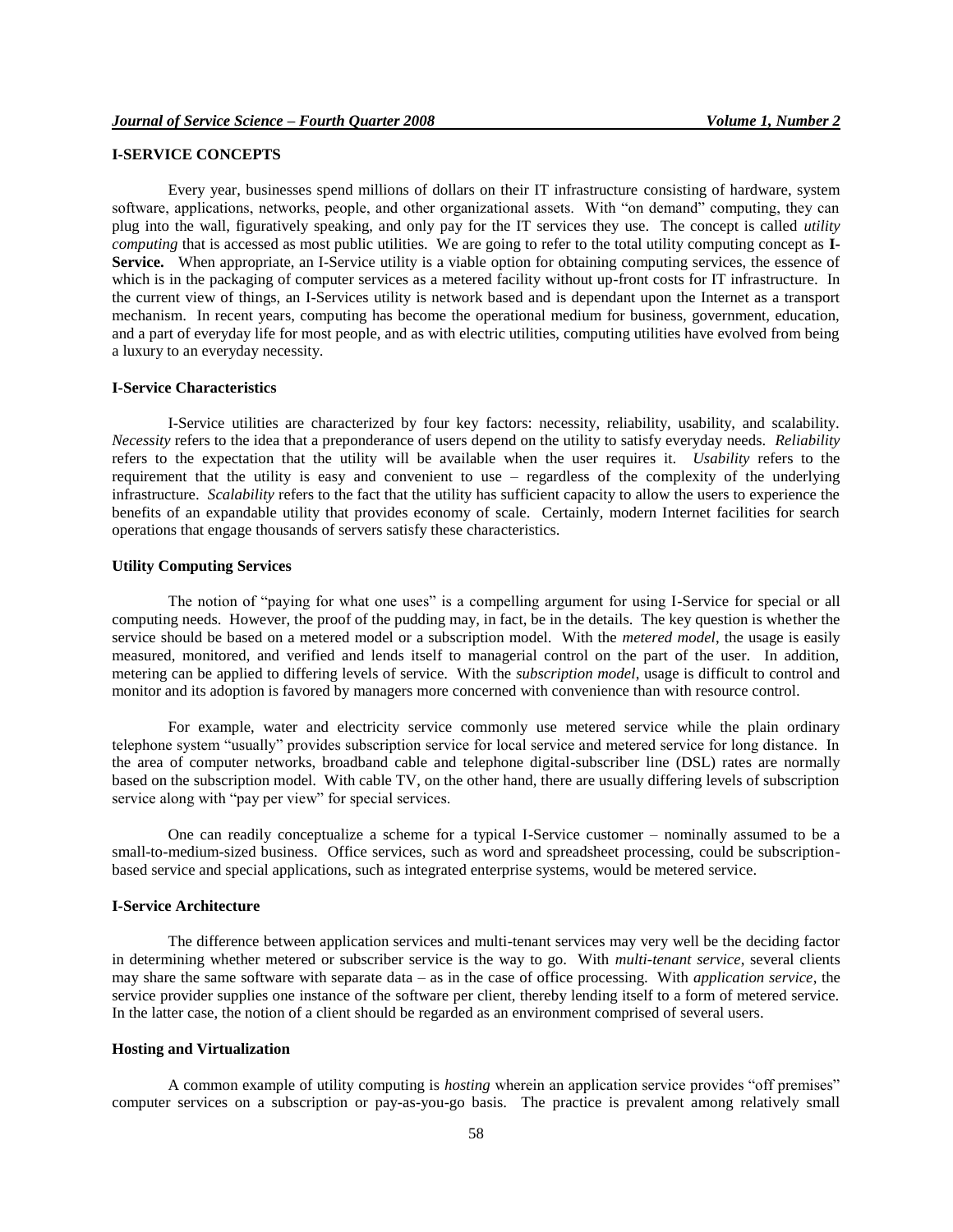## I-SERVICE CONCEPTS

Every year, businesses spend millions of dollars on their IT infrastructure consisting of hardware, system software, applications, networks, people, and other organizational assets. With "on demand" computing, they can plug into the wall, figuratively speaking, and only pay for the IT services they use. The concept is called *utility computing* that is accessed as most public utilities. We are going to refer to the total utility computing concept as **I-Service.** When appropriate, an I-Service utility is a viable option for obtaining computing services, the essence of which is in the packaging of computer services as a metered facility without up-front costs for IT infrastructure. In the current view of things, an I-Services utility is network based and is dependant upon the Internet as a transport mechanism. In recent years, computing has become the operational medium for business, government, education, and a part of everyday life for most people, and as with electric utilities, computing utilities have evolved from being a luxury to an everyday necessity.

### I-Service Characteristics

I-Service utilities are characterized by four key factors: necessity, reliability, usability, and scalability. *Necessity* refers to the idea that a preponderance of users depend on the utility to satisfy everyday needs. *Reliability* refers to the expectation that the utility will be available when the user requires it. *Usability* refers to the requirement that the utility is easy and convenient to use – regardless of the complexity of the underlying infrastructure. *Scalability* refers to the fact that the utility has sufficient capacity to allow the users to experience the benefits of an expandable utility that provides economy of scale. Certainly, modern Internet facilities for search operations that engage thousands of servers satisfy these characteristics.

### Utility Computing Services

The notion of "paying for what one uses" is a compelling argument for using I-Service for special or all computing needs. However, the proof of the pudding may, in fact, be in the details. The key question is whether the service should be based on a metered model or a subscription model. With the *metered model*, the usage is easily measured, monitored, and verified and lends itself to managerial control on the part of the user. In addition, metering can be applied to differing levels of service. With the *subscription model*, usage is difficult to control and monitor and its adoption is favored by managers more concerned with convenience than with resource control.

For example, water and electricity service commonly use metered service while the plain ordinary telephone system "usually" provides subscription service for local service and metered service for long distance. In the area of computer networks, broadband cable and telephone digital-subscriber line (DSL) rates are normally based on the subscription model. With cable TV, on the other hand, there are usually differing levels of subscription service along with "pay per view" for special services.

One can readily conceptualize a scheme for a typical I-Service customer – nominally assumed to be a small-to-medium-sized business. Office services, such as word and spreadsheet processing, could be subscription-based service and special applications, such as integrated enterprise systems, would be metered service.

### I-Service Architecture

The difference between application services and multi-tenant services may very well be the deciding factor in determining whether metered or subscriber service is the way to go. With *multi-tenant service*, several clients may share the same software with separate data – as in the case of office processing. With *application service*, the service provider supplies one instance of the software per client, thereby lending itself to a form of metered service. In the latter case, the notion of a client should be regarded as an environment comprised of several users.

### Hosting and Virtualization

A common example of utility computing is *hosting* wherein an application service provides "off premises" computer services on a subscription or pay-as-you-go basis. The practice is prevalent among relatively small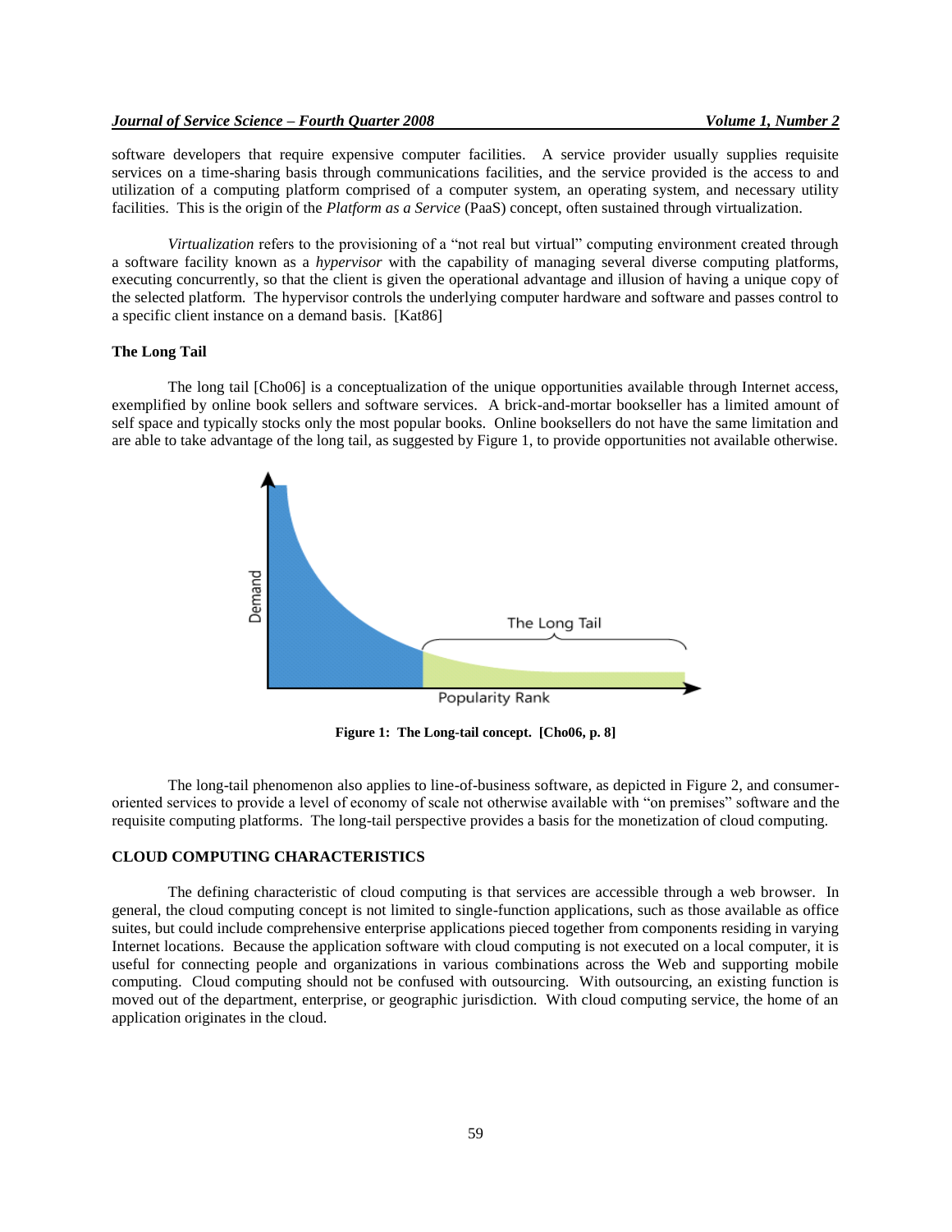software developers that require expensive computer facilities. A service provider usually supplies requisite services on a time-sharing basis through communications facilities, and the service provided is the access to and utilization of a computing platform comprised of a computer system, an operating system, and necessary utility facilities. This is the origin of the *Platform as a Service* (PaaS) concept, often sustained through virtualization.

*Virtualization* refers to the provisioning of a "not real but virtual" computing environment created through a software facility known as a *hypervisor* with the capability of managing several diverse computing platforms, executing concurrently, so that the client is given the operational advantage and illusion of having a unique copy of the selected platform. The hypervisor controls the underlying computer hardware and software and passes control to a specific client instance on a demand basis. [Kat86]

**The Long Tail**

The long tail [Cho06] is a conceptualization of the unique opportunities available through Internet access, exemplified by online book sellers and software services. A brick-and-mortar bookseller has a limited amount of self space and typically stocks only the most popular books. Online booksellers do not have the same limitation and are able to take advantage of the long tail, as suggested by Figure 1, to provide opportunities not available otherwise.

Demand

The Long Tail

Popularity Rank

**Figure 1: The Long-tail concept. [Cho06, p. 8]**

The long-tail phenomenon also applies to line-of-business software, as depicted in Figure 2, and consumer-oriented services to provide a level of economy of scale not otherwise available with "on premises" software and the requisite computing platforms. The long-tail perspective provides a basis for the monetization of cloud computing.

## CLOUD COMPUTING CHARACTERISTICS

The defining characteristic of cloud computing is that services are accessible through a web browser. In general, the cloud computing concept is not limited to single-function applications, such as those available as office suites, but could include comprehensive enterprise applications pieced together from components residing in varying Internet locations. Because the application software with cloud computing is not executed on a local computer, it is useful for connecting people and organizations in various combinations across the Web and supporting mobile computing. Cloud computing should not be confused with outsourcing. With outsourcing, an existing function is moved out of the department, enterprise, or geographic jurisdiction. With cloud computing service, the home of an application originates in the cloud.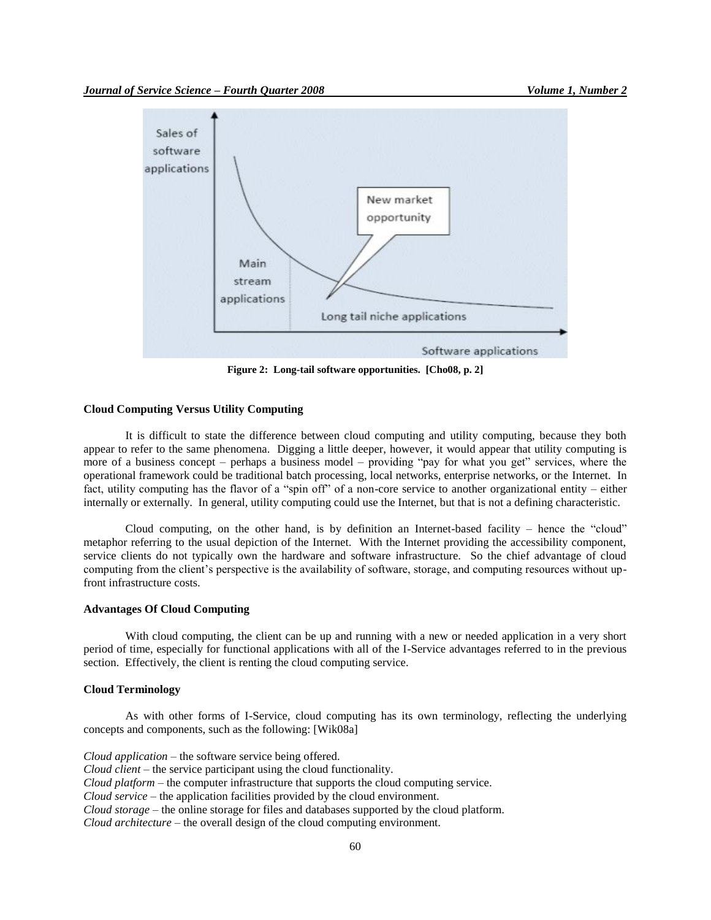Sales of software applications

New market opportunity

Main stream applications

Long tail niche applications

Software applications

**Figure 2: Long-tail software opportunities. [Cho08, p. 2]**

### Cloud Computing Versus Utility Computing

It is difficult to state the difference between cloud computing and utility computing, because they both appear to refer to the same phenomena. Digging a little deeper, however, it would appear that utility computing is more of a business concept – perhaps a business model – providing "pay for what you get" services, where the operational framework could be traditional batch processing, local networks, enterprise networks, or the Internet. In fact, utility computing has the flavor of a "spin off" of a non-core service to another organizational entity – either internally or externally. In general, utility computing could use the Internet, but that is not a defining characteristic.

Cloud computing, on the other hand, is by definition an Internet-based facility – hence the "cloud" metaphor referring to the usual depiction of the Internet. With the Internet providing the accessibility component, service clients do not typically own the hardware and software infrastructure. So the chief advantage of cloud computing from the client's perspective is the availability of software, storage, and computing resources without up-front infrastructure costs.

### Advantages Of Cloud Computing

With cloud computing, the client can be up and running with a new or needed application in a very short period of time, especially for functional applications with all of the I-Service advantages referred to in the previous section. Effectively, the client is renting the cloud computing service.

### Cloud Terminology

As with other forms of I-Service, cloud computing has its own terminology, reflecting the underlying concepts and components, such as the following: [Wik08a]

*Cloud application* – the software service being offered.
*Cloud client* – the service participant using the cloud functionality.
*Cloud platform* – the computer infrastructure that supports the cloud computing service.
*Cloud service* – the application facilities provided by the cloud environment.
*Cloud storage* – the online storage for files and databases supported by the cloud platform.
*Cloud architecture* – the overall design of the cloud computing environment.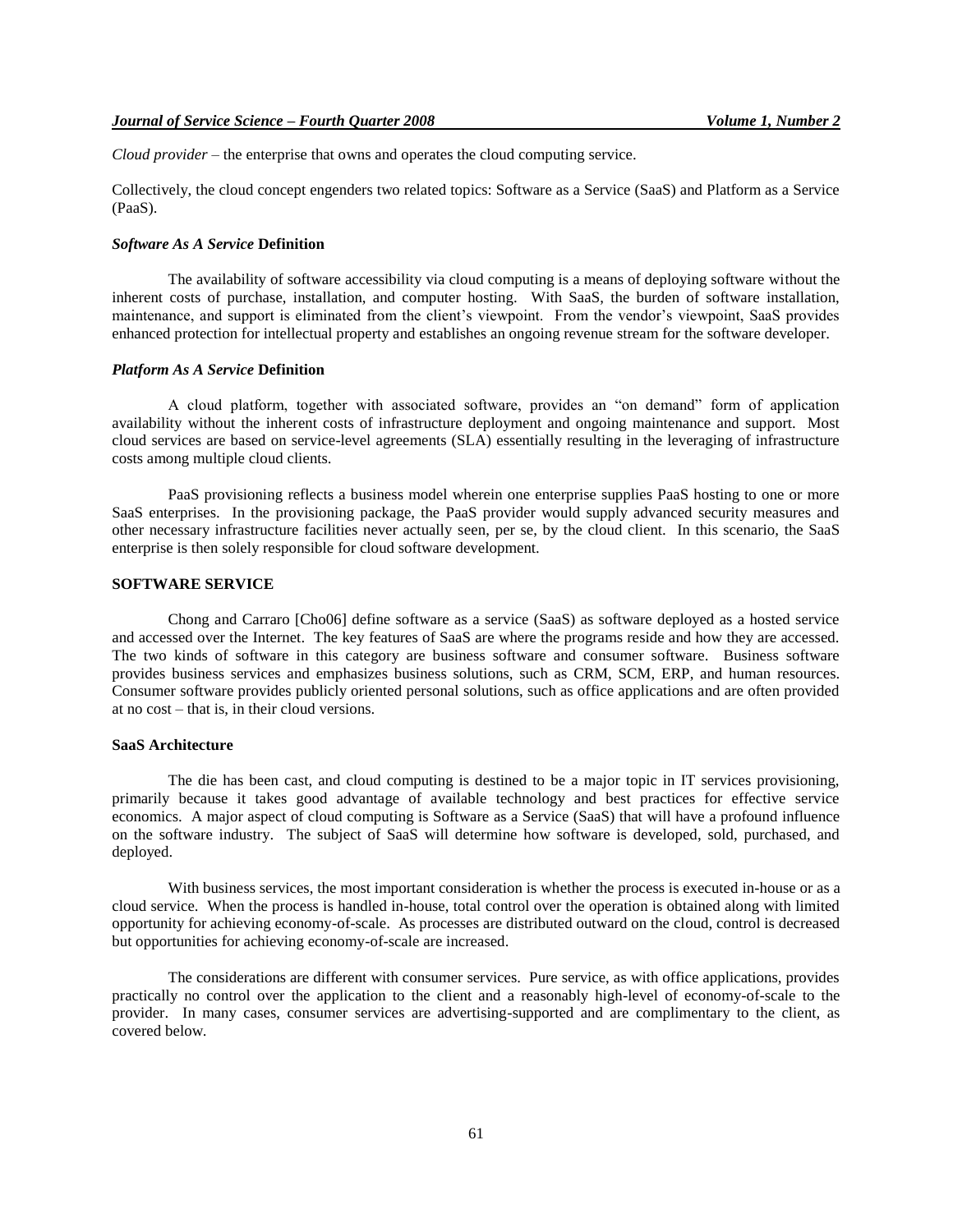*Cloud provider* – the enterprise that owns and operates the cloud computing service.

Collectively, the cloud concept engenders two related topics: Software as a Service (SaaS) and Platform as a Service (PaaS).

### *Software As A Service* Definition

The availability of software accessibility via cloud computing is a means of deploying software without the inherent costs of purchase, installation, and computer hosting. With SaaS, the burden of software installation, maintenance, and support is eliminated from the client's viewpoint. From the vendor's viewpoint, SaaS provides enhanced protection for intellectual property and establishes an ongoing revenue stream for the software developer.

### *Platform As A Service* Definition

A cloud platform, together with associated software, provides an "on demand" form of application availability without the inherent costs of infrastructure deployment and ongoing maintenance and support. Most cloud services are based on service-level agreements (SLA) essentially resulting in the leveraging of infrastructure costs among multiple cloud clients.

PaaS provisioning reflects a business model wherein one enterprise supplies PaaS hosting to one or more SaaS enterprises. In the provisioning package, the PaaS provider would supply advanced security measures and other necessary infrastructure facilities never actually seen, per se, by the cloud client. In this scenario, the SaaS enterprise is then solely responsible for cloud software development.

## SOFTWARE SERVICE

Chong and Carraro [Cho06] define software as a service (SaaS) as software deployed as a hosted service and accessed over the Internet. The key features of SaaS are where the programs reside and how they are accessed. The two kinds of software in this category are business software and consumer software. Business software provides business services and emphasizes business solutions, such as CRM, SCM, ERP, and human resources. Consumer software provides publicly oriented personal solutions, such as office applications and are often provided at no cost – that is, in their cloud versions.

### SaaS Architecture

The die has been cast, and cloud computing is destined to be a major topic in IT services provisioning, primarily because it takes good advantage of available technology and best practices for effective service economics. A major aspect of cloud computing is Software as a Service (SaaS) that will have a profound influence on the software industry. The subject of SaaS will determine how software is developed, sold, purchased, and deployed.

With business services, the most important consideration is whether the process is executed in-house or as a cloud service. When the process is handled in-house, total control over the operation is obtained along with limited opportunity for achieving economy-of-scale. As processes are distributed outward on the cloud, control is decreased but opportunities for achieving economy-of-scale are increased.

The considerations are different with consumer services. Pure service, as with office applications, provides practically no control over the application to the client and a reasonably high-level of economy-of-scale to the provider. In many cases, consumer services are advertising-supported and are complimentary to the client, as covered below.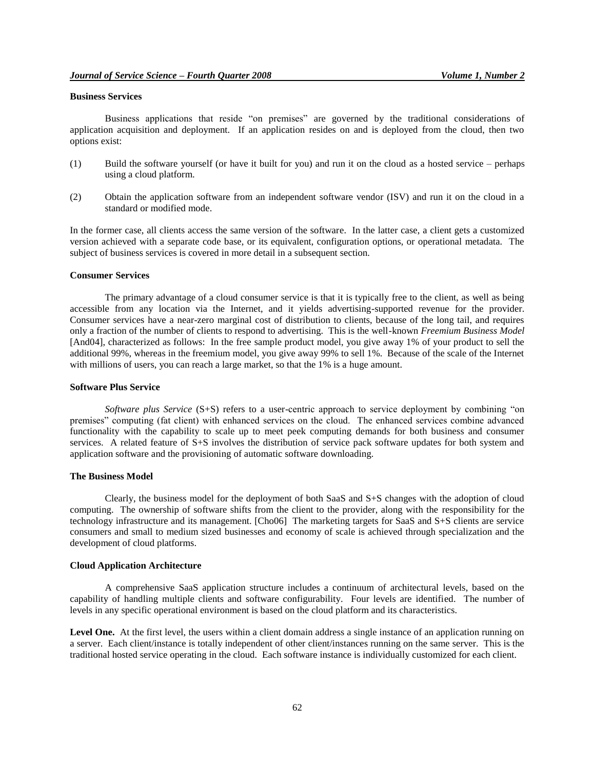**Business Services**

Business applications that reside "on premises" are governed by the traditional considerations of application acquisition and deployment. If an application resides on and is deployed from the cloud, then two options exist:

(1) Build the software yourself (or have it built for you) and run it on the cloud as a hosted service – perhaps using a cloud platform.

(2) Obtain the application software from an independent software vendor (ISV) and run it on the cloud in a standard or modified mode.

In the former case, all clients access the same version of the software. In the latter case, a client gets a customized version achieved with a separate code base, or its equivalent, configuration options, or operational metadata. The subject of business services is covered in more detail in a subsequent section.

**Consumer Services**

The primary advantage of a cloud consumer service is that it is typically free to the client, as well as being accessible from any location via the Internet, and it yields advertising-supported revenue for the provider. Consumer services have a near-zero marginal cost of distribution to clients, because of the long tail, and requires only a fraction of the number of clients to respond to advertising. This is the well-known *Freemium Business Model* [And04], characterized as follows: In the free sample product model, you give away 1% of your product to sell the additional 99%, whereas in the freemium model, you give away 99% to sell 1%. Because of the scale of the Internet with millions of users, you can reach a large market, so that the 1% is a huge amount.

**Software Plus Service**

*Software plus Service* (S+S) refers to a user-centric approach to service deployment by combining "on premises" computing (fat client) with enhanced services on the cloud. The enhanced services combine advanced functionality with the capability to scale up to meet peek computing demands for both business and consumer services. A related feature of S+S involves the distribution of service pack software updates for both system and application software and the provisioning of automatic software downloading.

**The Business Model**

Clearly, the business model for the deployment of both SaaS and S+S changes with the adoption of cloud computing. The ownership of software shifts from the client to the provider, along with the responsibility for the technology infrastructure and its management. [Cho06] The marketing targets for SaaS and S+S clients are service consumers and small to medium sized businesses and economy of scale is achieved through specialization and the development of cloud platforms.

**Cloud Application Architecture**

A comprehensive SaaS application structure includes a continuum of architectural levels, based on the capability of handling multiple clients and software configurability. Four levels are identified. The number of levels in any specific operational environment is based on the cloud platform and its characteristics.

**Level One.** At the first level, the users within a client domain address a single instance of an application running on a server. Each client/instance is totally independent of other client/instances running on the same server. This is the traditional hosted service operating in the cloud. Each software instance is individually customized for each client.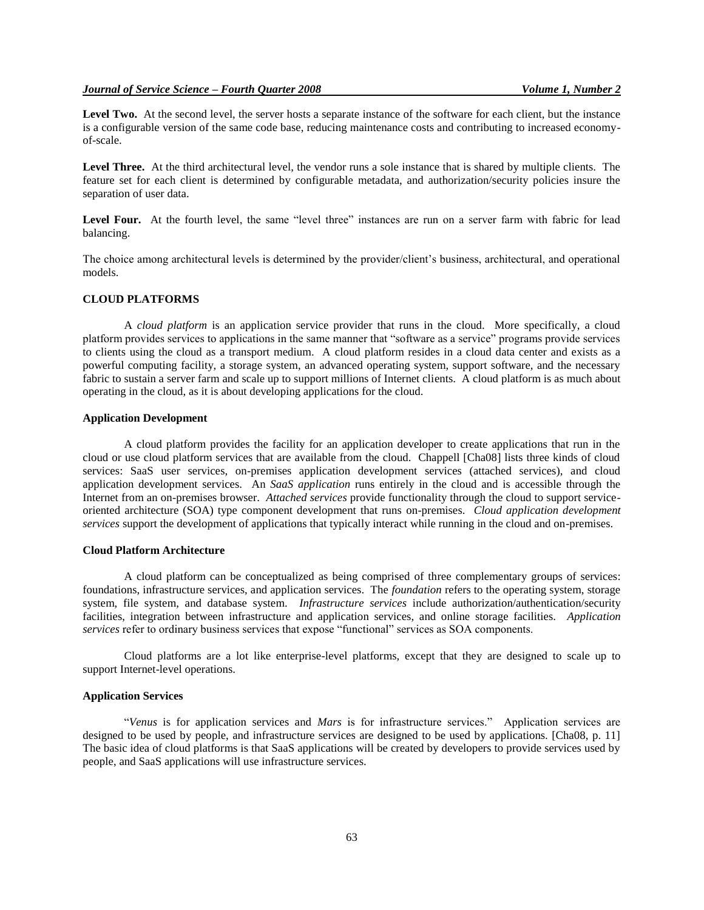**Level Two.** At the second level, the server hosts a separate instance of the software for each client, but the instance is a configurable version of the same code base, reducing maintenance costs and contributing to increased economy-of-scale.

**Level Three.** At the third architectural level, the vendor runs a sole instance that is shared by multiple clients. The feature set for each client is determined by configurable metadata, and authorization/security policies insure the separation of user data.

**Level Four.** At the fourth level, the same "level three" instances are run on a server farm with fabric for lead balancing.

The choice among architectural levels is determined by the provider/client's business, architectural, and operational models.

## CLOUD PLATFORMS

A *cloud platform* is an application service provider that runs in the cloud. More specifically, a cloud platform provides services to applications in the same manner that "software as a service" programs provide services to clients using the cloud as a transport medium. A cloud platform resides in a cloud data center and exists as a powerful computing facility, a storage system, an advanced operating system, support software, and the necessary fabric to sustain a server farm and scale up to support millions of Internet clients. A cloud platform is as much about operating in the cloud, as it is about developing applications for the cloud.

### Application Development

A cloud platform provides the facility for an application developer to create applications that run in the cloud or use cloud platform services that are available from the cloud. Chappell [Cha08] lists three kinds of cloud services: SaaS user services, on-premises application development services (attached services), and cloud application development services. An *SaaS application* runs entirely in the cloud and is accessible through the Internet from an on-premises browser. *Attached services* provide functionality through the cloud to support service-oriented architecture (SOA) type component development that runs on-premises. *Cloud application development services* support the development of applications that typically interact while running in the cloud and on-premises.

### Cloud Platform Architecture

A cloud platform can be conceptualized as being comprised of three complementary groups of services: foundations, infrastructure services, and application services. The *foundation* refers to the operating system, storage system, file system, and database system. *Infrastructure services* include authorization/authentication/security facilities, integration between infrastructure and application services, and online storage facilities. *Application services* refer to ordinary business services that expose "functional" services as SOA components.

Cloud platforms are a lot like enterprise-level platforms, except that they are designed to scale up to support Internet-level operations.

### Application Services

"*Venus* is for application services and *Mars* is for infrastructure services." Application services are designed to be used by people, and infrastructure services are designed to be used by applications. [Cha08, p. 11] The basic idea of cloud platforms is that SaaS applications will be created by developers to provide services used by people, and SaaS applications will use infrastructure services.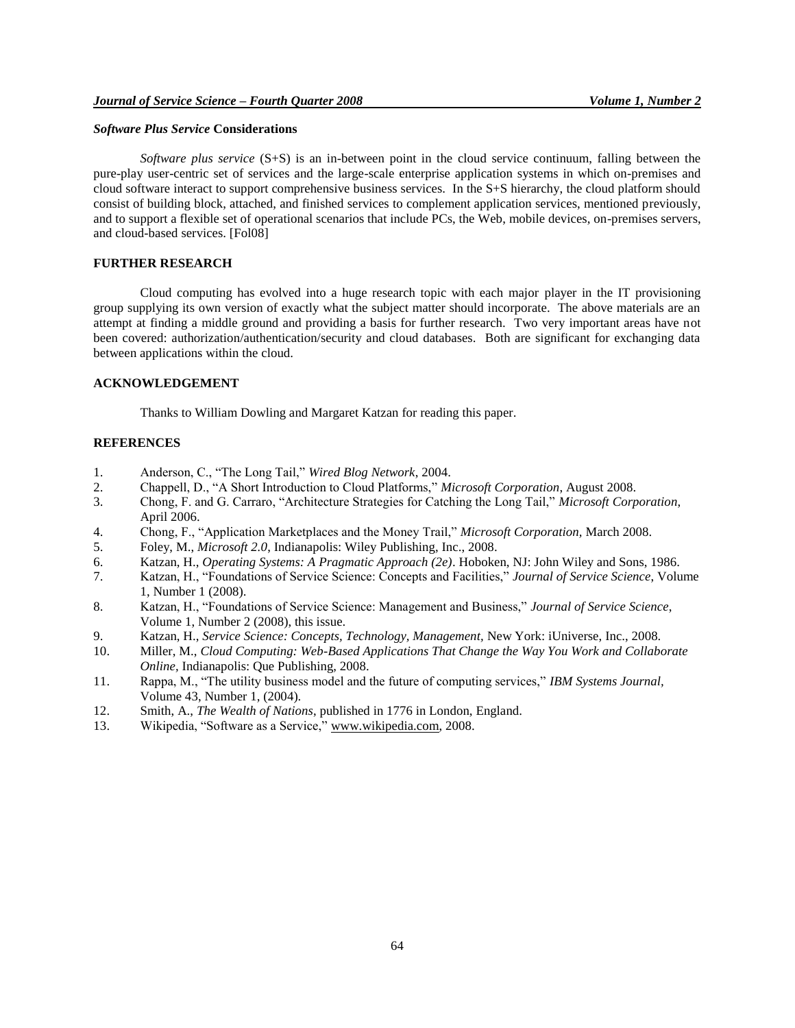***Software Plus Service* Considerations**

*Software plus service* (S+S) is an in-between point in the cloud service continuum, falling between the pure-play user-centric set of services and the large-scale enterprise application systems in which on-premises and cloud software interact to support comprehensive business services. In the S+S hierarchy, the cloud platform should consist of building block, attached, and finished services to complement application services, mentioned previously, and to support a flexible set of operational scenarios that include PCs, the Web, mobile devices, on-premises servers, and cloud-based services. [Fol08]

## FURTHER RESEARCH

Cloud computing has evolved into a huge research topic with each major player in the IT provisioning group supplying its own version of exactly what the subject matter should incorporate. The above materials are an attempt at finding a middle ground and providing a basis for further research. Two very important areas have not been covered: authorization/authentication/security and cloud databases. Both are significant for exchanging data between applications within the cloud.

## ACKNOWLEDGEMENT

Thanks to William Dowling and Margaret Katzan for reading this paper.

## REFERENCES

1. Anderson, C., "The Long Tail," *Wired Blog Network*, 2004.
2. Chappell, D., "A Short Introduction to Cloud Platforms," *Microsoft Corporation*, August 2008.
3. Chong, F. and G. Carraro, "Architecture Strategies for Catching the Long Tail," *Microsoft Corporation*, April 2006.
4. Chong, F., "Application Marketplaces and the Money Trail," *Microsoft Corporation,* March 2008.
5. Foley, M., *Microsoft 2.0,* Indianapolis: Wiley Publishing, Inc., 2008.
6. Katzan, H., *Operating Systems: A Pragmatic Approach (2e)*. Hoboken, NJ: John Wiley and Sons, 1986.
7. Katzan, H., "Foundations of Service Science: Concepts and Facilities," *Journal of Service Science,* Volume 1, Number 1 (2008).
8. Katzan, H., "Foundations of Service Science: Management and Business," *Journal of Service Science,* Volume 1, Number 2 (2008), this issue.
9. Katzan, H., *Service Science: Concepts, Technology, Management,* New York: iUniverse, Inc., 2008.
10. Miller, M., *Cloud Computing: Web-Based Applications That Change the Way You Work and Collaborate Online,* Indianapolis: Que Publishing, 2008.
11. Rappa, M., "The utility business model and the future of computing services," *IBM Systems Journal,* Volume 43, Number 1, (2004).
12. Smith, A., *The Wealth of Nations*, published in 1776 in London, England.
13. Wikipedia, "Software as a Service," www.wikipedia.com, 2008.